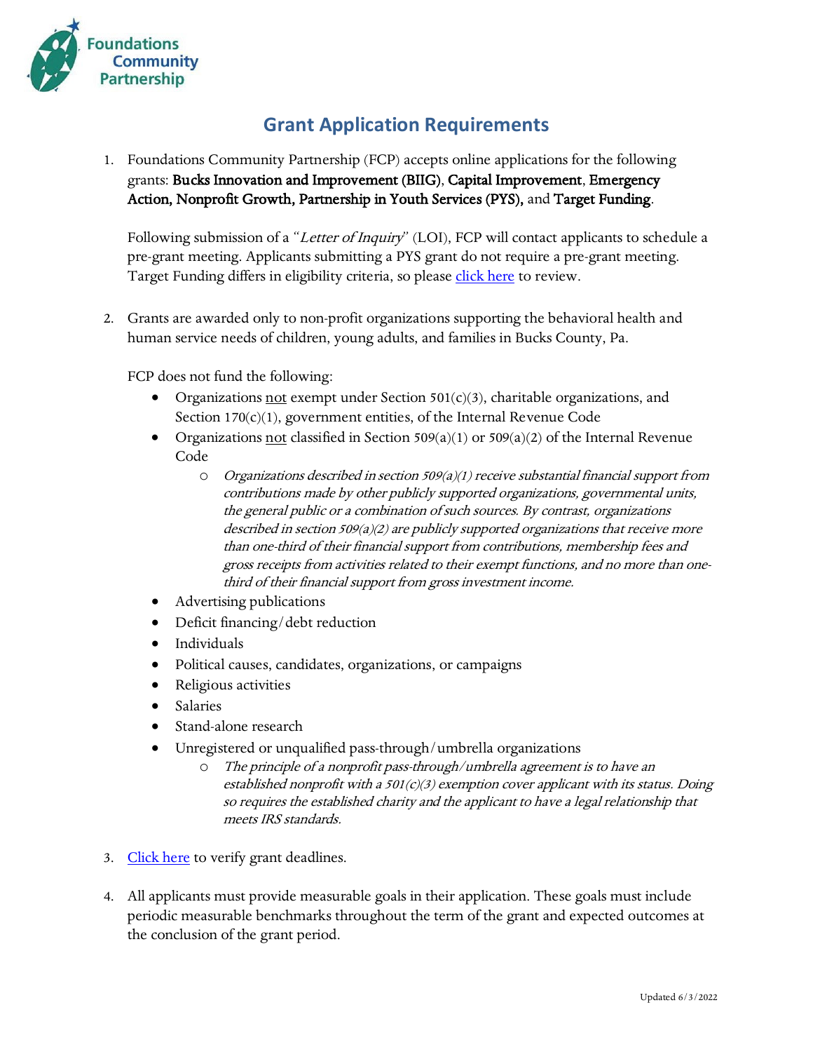Foundations Community Partnership

# Grant Application Requirements

1. Foundations Community Partnership (FCP) accepts online applications for the following grants: **Bucks Innovation and Improvement (BIIG)**, **Capital Improvement**, **Emergency Action, Nonprofit Growth, Partnership in Youth Services (PYS),** and **Target Funding**.

   Following submission of a *"Letter of Inquiry"* (LOI), FCP will contact applicants to schedule a pre-grant meeting. Applicants submitting a PYS grant do not require a pre-grant meeting. Target Funding differs in eligibility criteria, so please click here to review.

2. Grants are awarded only to non-profit organizations supporting the behavioral health and human service needs of children, young adults, and families in Bucks County, Pa.

   FCP does not fund the following:
   - Organizations not exempt under Section 501(c)(3), charitable organizations, and Section 170(c)(1), government entities, of the Internal Revenue Code
   - Organizations not classified in Section 509(a)(1) or 509(a)(2) of the Internal Revenue Code
     - *Organizations described in section 509(a)(1) receive substantial financial support from contributions made by other publicly supported organizations, governmental units, the general public or a combination of such sources. By contrast, organizations described in section 509(a)(2) are publicly supported organizations that receive more than one-third of their financial support from contributions, membership fees and gross receipts from activities related to their exempt functions, and no more than one-third of their financial support from gross investment income.*
   - Advertising publications
   - Deficit financing/debt reduction
   - Individuals
   - Political causes, candidates, organizations, or campaigns
   - Religious activities
   - Salaries
   - Stand-alone research
   - Unregistered or unqualified pass-through/umbrella organizations
     - *The principle of a nonprofit pass-through/umbrella agreement is to have an established nonprofit with a 501(c)(3) exemption cover applicant with its status. Doing so requires the established charity and the applicant to have a legal relationship that meets IRS standards.*

3. Click here to verify grant deadlines.

4. All applicants must provide measurable goals in their application. These goals must include periodic measurable benchmarks throughout the term of the grant and expected outcomes at the conclusion of the grant period.

Updated 6/3/2022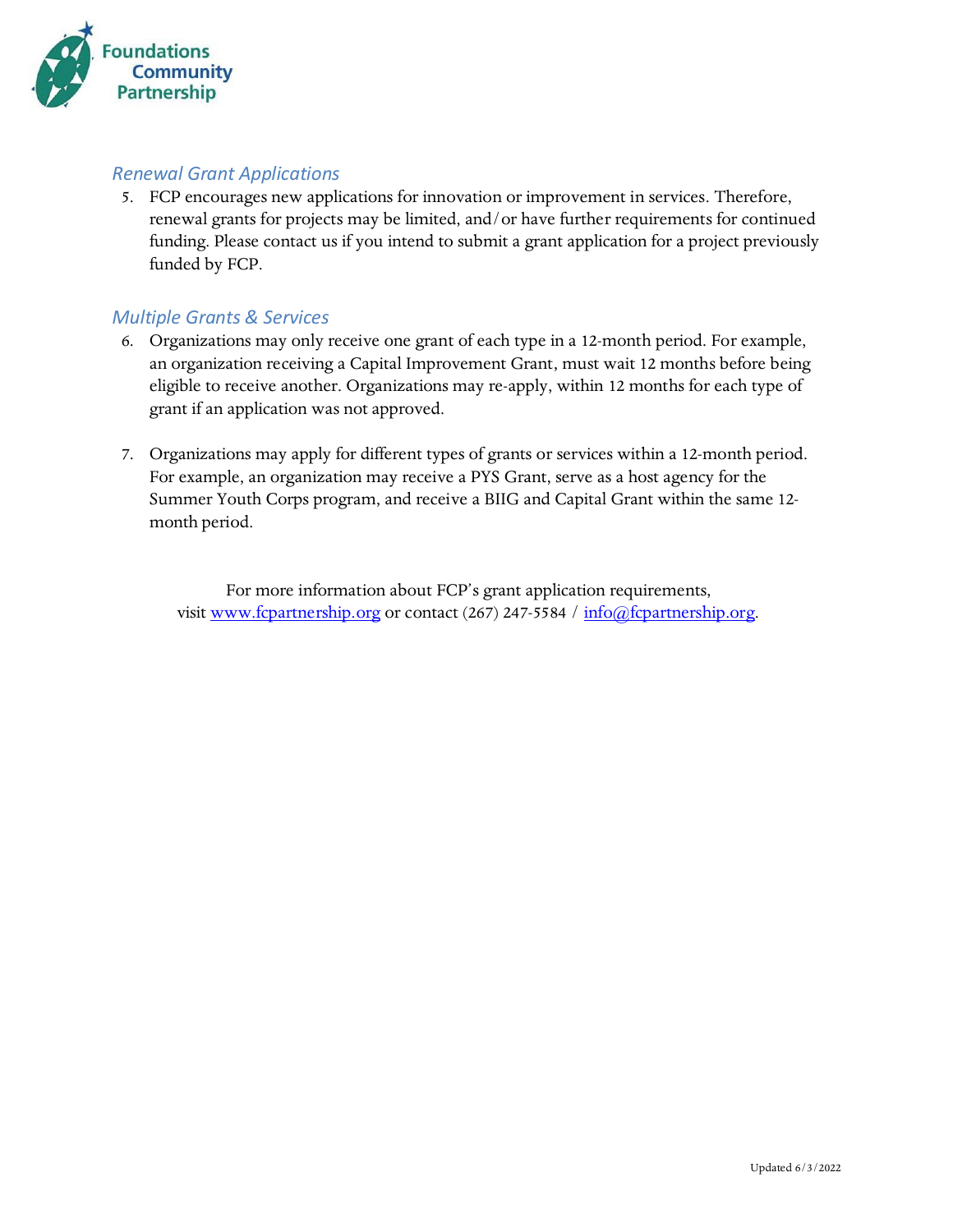Foundations Community Partnership

### *Renewal Grant Applications*

5. FCP encourages new applications for innovation or improvement in services. Therefore, renewal grants for projects may be limited, and/or have further requirements for continued funding. Please contact us if you intend to submit a grant application for a project previously funded by FCP.

### *Multiple Grants & Services*

6. Organizations may only receive one grant of each type in a 12-month period. For example, an organization receiving a Capital Improvement Grant, must wait 12 months before being eligible to receive another. Organizations may re-apply, within 12 months for each type of grant if an application was not approved.

7. Organizations may apply for different types of grants or services within a 12-month period. For example, an organization may receive a PYS Grant, serve as a host agency for the Summer Youth Corps program, and receive a BIIG and Capital Grant within the same 12-month period.

For more information about FCP's grant application requirements, visit [www.fcpartnership.org](http://www.fcpartnership.org) or contact (267) 247-5584 / [info@fcpartnership.org](mailto:info@fcpartnership.org).

Updated 6/3/2022